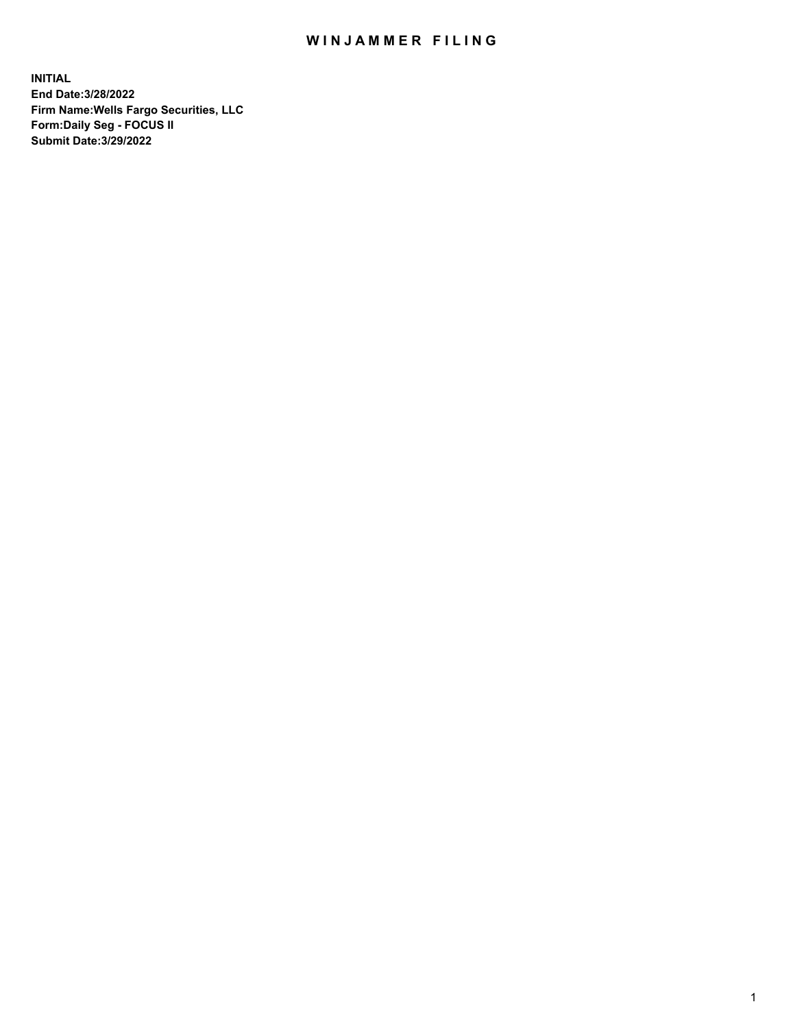# WINJAMMER FILING

**INITIAL**
**End Date:3/28/2022**
**Firm Name:Wells Fargo Securities, LLC**
**Form:Daily Seg - FOCUS II**
**Submit Date:3/29/2022**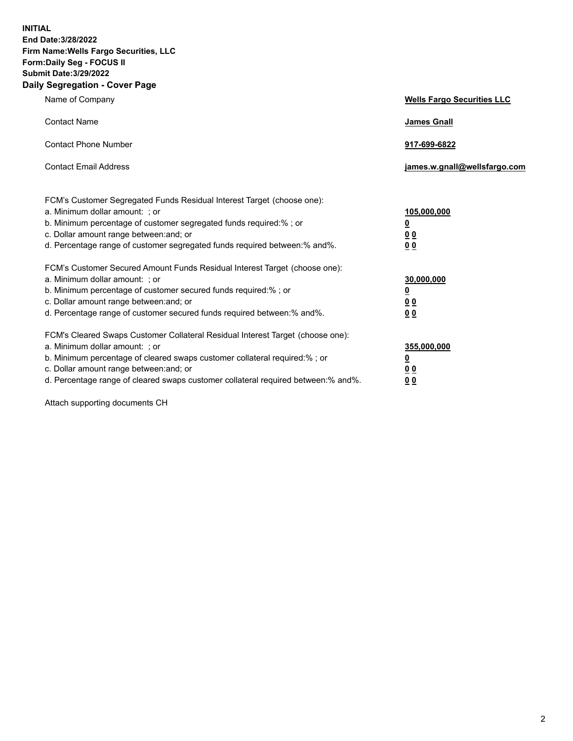**INITIAL**
**End Date:3/28/2022**
**Firm Name:Wells Fargo Securities, LLC**
**Form:Daily Seg - FOCUS II**
**Submit Date:3/29/2022**

## Daily Segregation - Cover Page

| | |
|---|---|
| Name of Company | **Wells Fargo Securities LLC** |
| Contact Name | **James Gnall** |
| Contact Phone Number | **917-699-6822** |
| Contact Email Address | **james.w.gnall@wellsfargo.com** |

| | |
|---|---|
| FCM's Customer Segregated Funds Residual Interest Target (choose one): | |
| a. Minimum dollar amount: ; or | **105,000,000** |
| b. Minimum percentage of customer segregated funds required:% ; or | **0** |
| c. Dollar amount range between:and; or | **0 0** |
| d. Percentage range of customer segregated funds required between:% and%. | **0 0** |
| FCM's Customer Secured Amount Funds Residual Interest Target (choose one): | |
| a. Minimum dollar amount: ; or | **30,000,000** |
| b. Minimum percentage of customer secured funds required:% ; or | **0** |
| c. Dollar amount range between:and; or | **0 0** |
| d. Percentage range of customer secured funds required between:% and%. | **0 0** |
| FCM's Cleared Swaps Customer Collateral Residual Interest Target (choose one): | |
| a. Minimum dollar amount: ; or | **355,000,000** |
| b. Minimum percentage of cleared swaps customer collateral required:% ; or | **0** |
| c. Dollar amount range between:and; or | **0 0** |
| d. Percentage range of cleared swaps customer collateral required between:% and%. | **0 0** |

Attach supporting documents CH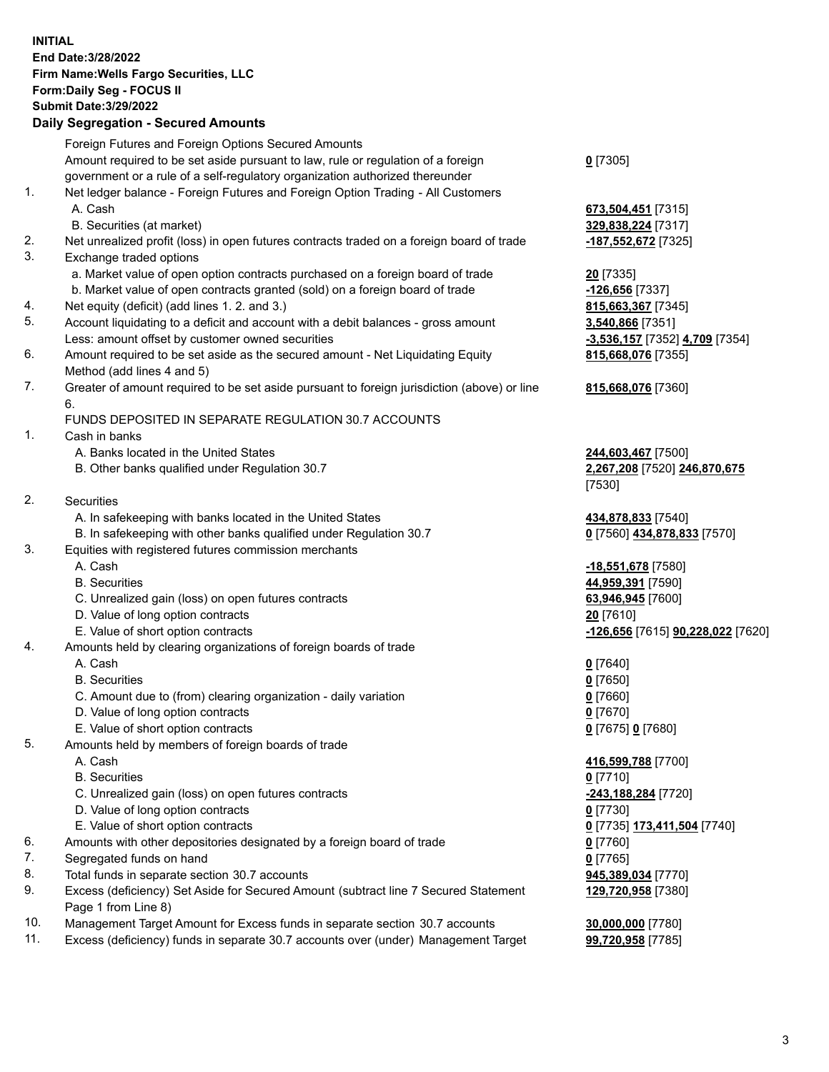**INITIAL**
**End Date:3/28/2022**
**Firm Name:Wells Fargo Securities, LLC**
**Form:Daily Seg - FOCUS II**
**Submit Date:3/29/2022**

## Daily Segregation - Secured Amounts

| | | |
|---|---|---|
| | Foreign Futures and Foreign Options Secured Amounts | |
| | Amount required to be set aside pursuant to law, rule or regulation of a foreign government or a rule of a self-regulatory organization authorized thereunder | **0** [7305] |
| 1. | Net ledger balance - Foreign Futures and Foreign Option Trading - All Customers | |
| | A. Cash | **673,504,451** [7315] |
| | B. Securities (at market) | **329,838,224** [7317] |
| 2. | Net unrealized profit (loss) in open futures contracts traded on a foreign board of trade | **-187,552,672** [7325] |
| 3. | Exchange traded options | |
| | a. Market value of open option contracts purchased on a foreign board of trade | **20** [7335] |
| | b. Market value of open contracts granted (sold) on a foreign board of trade | **-126,656** [7337] |
| 4. | Net equity (deficit) (add lines 1. 2. and 3.) | **815,663,367** [7345] |
| 5. | Account liquidating to a deficit and account with a debit balances - gross amount | **3,540,866** [7351] |
| | Less: amount offset by customer owned securities | **-3,536,157** [7352] **4,709** [7354] |
| 6. | Amount required to be set aside as the secured amount - Net Liquidating Equity Method (add lines 4 and 5) | **815,668,076** [7355] |
| 7. | Greater of amount required to be set aside pursuant to foreign jurisdiction (above) or line 6. | **815,668,076** [7360] |
| | FUNDS DEPOSITED IN SEPARATE REGULATION 30.7 ACCOUNTS | |
| 1. | Cash in banks | |
| | A. Banks located in the United States | **244,603,467** [7500] |
| | B. Other banks qualified under Regulation 30.7 | **2,267,208** [7520] **246,870,675** [7530] |
| 2. | Securities | |
| | A. In safekeeping with banks located in the United States | **434,878,833** [7540] |
| | B. In safekeeping with other banks qualified under Regulation 30.7 | **0** [7560] **434,878,833** [7570] |
| 3. | Equities with registered futures commission merchants | |
| | A. Cash | **-18,551,678** [7580] |
| | B. Securities | **44,959,391** [7590] |
| | C. Unrealized gain (loss) on open futures contracts | **63,946,945** [7600] |
| | D. Value of long option contracts | **20** [7610] |
| | E. Value of short option contracts | **-126,656** [7615] **90,228,022** [7620] |
| 4. | Amounts held by clearing organizations of foreign boards of trade | |
| | A. Cash | **0** [7640] |
| | B. Securities | **0** [7650] |
| | C. Amount due to (from) clearing organization - daily variation | **0** [7660] |
| | D. Value of long option contracts | **0** [7670] |
| | E. Value of short option contracts | **0** [7675] **0** [7680] |
| 5. | Amounts held by members of foreign boards of trade | |
| | A. Cash | **416,599,788** [7700] |
| | B. Securities | **0** [7710] |
| | C. Unrealized gain (loss) on open futures contracts | **-243,188,284** [7720] |
| | D. Value of long option contracts | **0** [7730] |
| | E. Value of short option contracts | **0** [7735] **173,411,504** [7740] |
| 6. | Amounts with other depositories designated by a foreign board of trade | **0** [7760] |
| 7. | Segregated funds on hand | **0** [7765] |
| 8. | Total funds in separate section 30.7 accounts | **945,389,034** [7770] |
| 9. | Excess (deficiency) Set Aside for Secured Amount (subtract line 7 Secured Statement Page 1 from Line 8) | **129,720,958** [7380] |
| 10. | Management Target Amount for Excess funds in separate section 30.7 accounts | **30,000,000** [7780] |
| 11. | Excess (deficiency) funds in separate 30.7 accounts over (under) Management Target | **99,720,958** [7785] |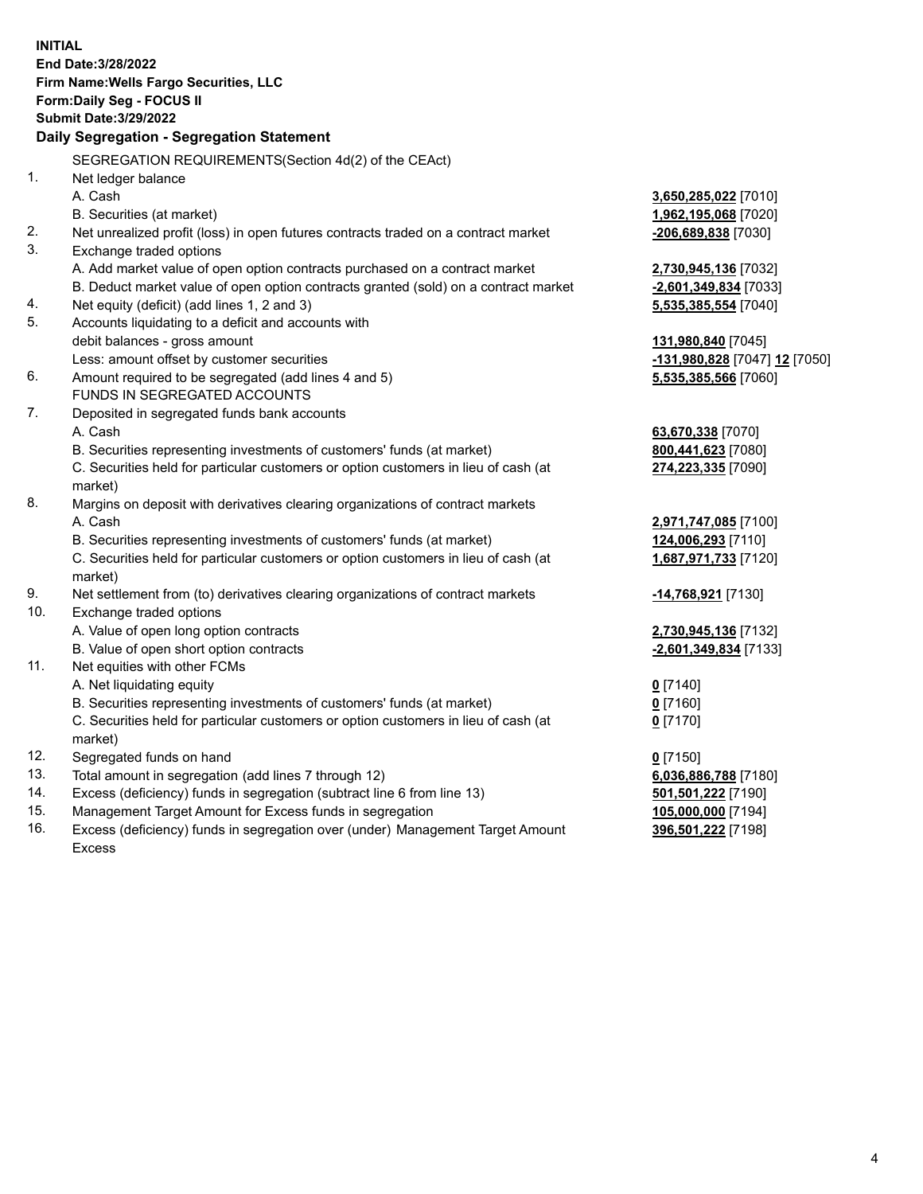**INITIAL**
**End Date:3/28/2022**
**Firm Name:Wells Fargo Securities, LLC**
**Form:Daily Seg - FOCUS II**
**Submit Date:3/29/2022**

### Daily Segregation - Segregation Statement

| | | |
|---|---|---|
| | SEGREGATION REQUIREMENTS(Section 4d(2) of the CEAct) | |
| 1. | Net ledger balance | |
| | A. Cash | **3,650,285,022** [7010] |
| | B. Securities (at market) | **1,962,195,068** [7020] |
| 2. | Net unrealized profit (loss) in open futures contracts traded on a contract market | **-206,689,838** [7030] |
| 3. | Exchange traded options | |
| | A. Add market value of open option contracts purchased on a contract market | **2,730,945,136** [7032] |
| | B. Deduct market value of open option contracts granted (sold) on a contract market | **-2,601,349,834** [7033] |
| 4. | Net equity (deficit) (add lines 1, 2 and 3) | **5,535,385,554** [7040] |
| 5. | Accounts liquidating to a deficit and accounts with debit balances - gross amount | **131,980,840** [7045] |
| | Less: amount offset by customer securities | **-131,980,828** [7047] **12** [7050] |
| 6. | Amount required to be segregated (add lines 4 and 5) | **5,535,385,566** [7060] |
| | FUNDS IN SEGREGATED ACCOUNTS | |
| 7. | Deposited in segregated funds bank accounts | |
| | A. Cash | **63,670,338** [7070] |
| | B. Securities representing investments of customers' funds (at market) | **800,441,623** [7080] |
| | C. Securities held for particular customers or option customers in lieu of cash (at market) | **274,223,335** [7090] |
| 8. | Margins on deposit with derivatives clearing organizations of contract markets | |
| | A. Cash | **2,971,747,085** [7100] |
| | B. Securities representing investments of customers' funds (at market) | **124,006,293** [7110] |
| | C. Securities held for particular customers or option customers in lieu of cash (at market) | **1,687,971,733** [7120] |
| 9. | Net settlement from (to) derivatives clearing organizations of contract markets | **-14,768,921** [7130] |
| 10. | Exchange traded options | |
| | A. Value of open long option contracts | **2,730,945,136** [7132] |
| | B. Value of open short option contracts | **-2,601,349,834** [7133] |
| 11. | Net equities with other FCMs | |
| | A. Net liquidating equity | **0** [7140] |
| | B. Securities representing investments of customers' funds (at market) | **0** [7160] |
| | C. Securities held for particular customers or option customers in lieu of cash (at market) | **0** [7170] |
| 12. | Segregated funds on hand | **0** [7150] |
| 13. | Total amount in segregation (add lines 7 through 12) | **6,036,886,788** [7180] |
| 14. | Excess (deficiency) funds in segregation (subtract line 6 from line 13) | **501,501,222** [7190] |
| 15. | Management Target Amount for Excess funds in segregation | **105,000,000** [7194] |
| 16. | Excess (deficiency) funds in segregation over (under) Management Target Amount Excess | **396,501,222** [7198] |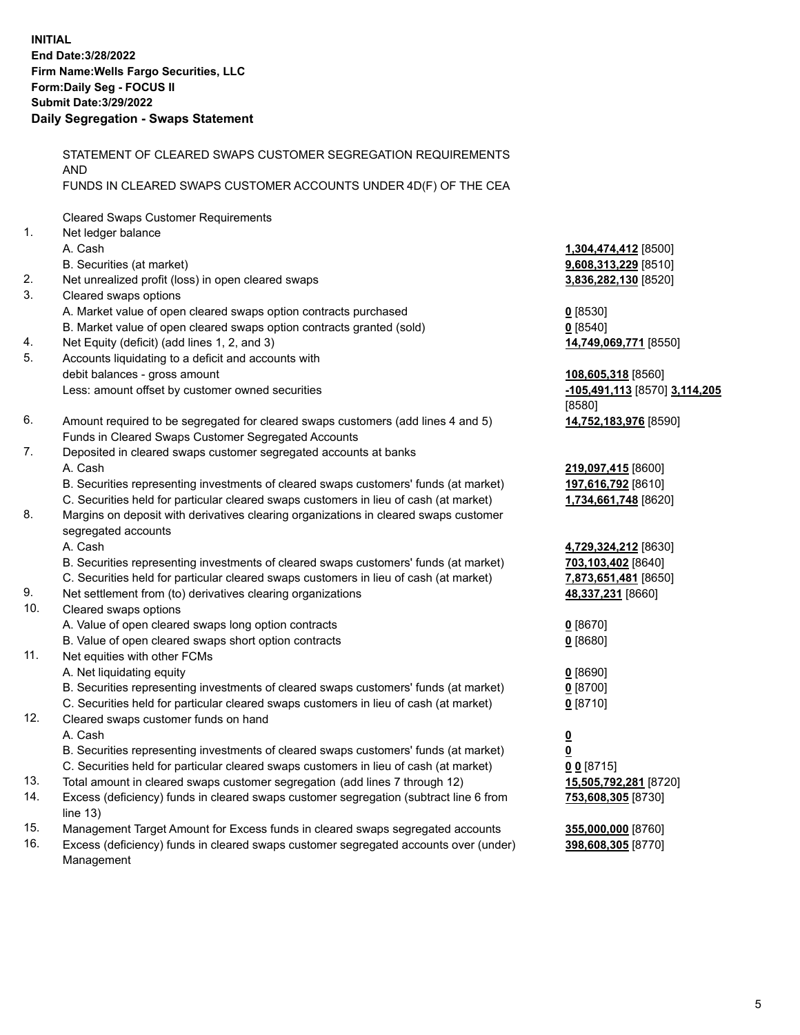**INITIAL**
**End Date:3/28/2022**
**Firm Name:Wells Fargo Securities, LLC**
**Form:Daily Seg - FOCUS II**
**Submit Date:3/29/2022**
**Daily Segregation - Swaps Statement**

STATEMENT OF CLEARED SWAPS CUSTOMER SEGREGATION REQUIREMENTS AND FUNDS IN CLEARED SWAPS CUSTOMER ACCOUNTS UNDER 4D(F) OF THE CEA

| | | |
|---|---|---|
| | Cleared Swaps Customer Requirements | |
| 1. | Net ledger balance | |
| | A. Cash | **1,304,474,412** [8500] |
| | B. Securities (at market) | **9,608,313,229** [8510] |
| 2. | Net unrealized profit (loss) in open cleared swaps | **3,836,282,130** [8520] |
| 3. | Cleared swaps options | |
| | A. Market value of open cleared swaps option contracts purchased | **0** [8530] |
| | B. Market value of open cleared swaps option contracts granted (sold) | **0** [8540] |
| 4. | Net Equity (deficit) (add lines 1, 2, and 3) | **14,749,069,771** [8550] |
| 5. | Accounts liquidating to a deficit and accounts with debit balances - gross amount | **108,605,318** [8560] |
| | Less: amount offset by customer owned securities | **-105,491,113** [8570] **3,114,205** [8580] |
| 6. | Amount required to be segregated for cleared swaps customers (add lines 4 and 5) | **14,752,183,976** [8590] |
| | Funds in Cleared Swaps Customer Segregated Accounts | |
| 7. | Deposited in cleared swaps customer segregated accounts at banks | |
| | A. Cash | **219,097,415** [8600] |
| | B. Securities representing investments of cleared swaps customers' funds (at market) | **197,616,792** [8610] |
| | C. Securities held for particular cleared swaps customers in lieu of cash (at market) | **1,734,661,748** [8620] |
| 8. | Margins on deposit with derivatives clearing organizations in cleared swaps customer segregated accounts | |
| | A. Cash | **4,729,324,212** [8630] |
| | B. Securities representing investments of cleared swaps customers' funds (at market) | **703,103,402** [8640] |
| | C. Securities held for particular cleared swaps customers in lieu of cash (at market) | **7,873,651,481** [8650] |
| 9. | Net settlement from (to) derivatives clearing organizations | **48,337,231** [8660] |
| 10. | Cleared swaps options | |
| | A. Value of open cleared swaps long option contracts | **0** [8670] |
| | B. Value of open cleared swaps short option contracts | **0** [8680] |
| 11. | Net equities with other FCMs | |
| | A. Net liquidating equity | **0** [8690] |
| | B. Securities representing investments of cleared swaps customers' funds (at market) | **0** [8700] |
| | C. Securities held for particular cleared swaps customers in lieu of cash (at market) | **0** [8710] |
| 12. | Cleared swaps customer funds on hand | |
| | A. Cash | **0** |
| | B. Securities representing investments of cleared swaps customers' funds (at market) | **0** |
| | C. Securities held for particular cleared swaps customers in lieu of cash (at market) | **0** **0** [8715] |
| 13. | Total amount in cleared swaps customer segregation (add lines 7 through 12) | **15,505,792,281** [8720] |
| 14. | Excess (deficiency) funds in cleared swaps customer segregation (subtract line 6 from line 13) | **753,608,305** [8730] |
| 15. | Management Target Amount for Excess funds in cleared swaps segregated accounts | **355,000,000** [8760] |
| 16. | Excess (deficiency) funds in cleared swaps customer segregated accounts over (under) Management | **398,608,305** [8770] |